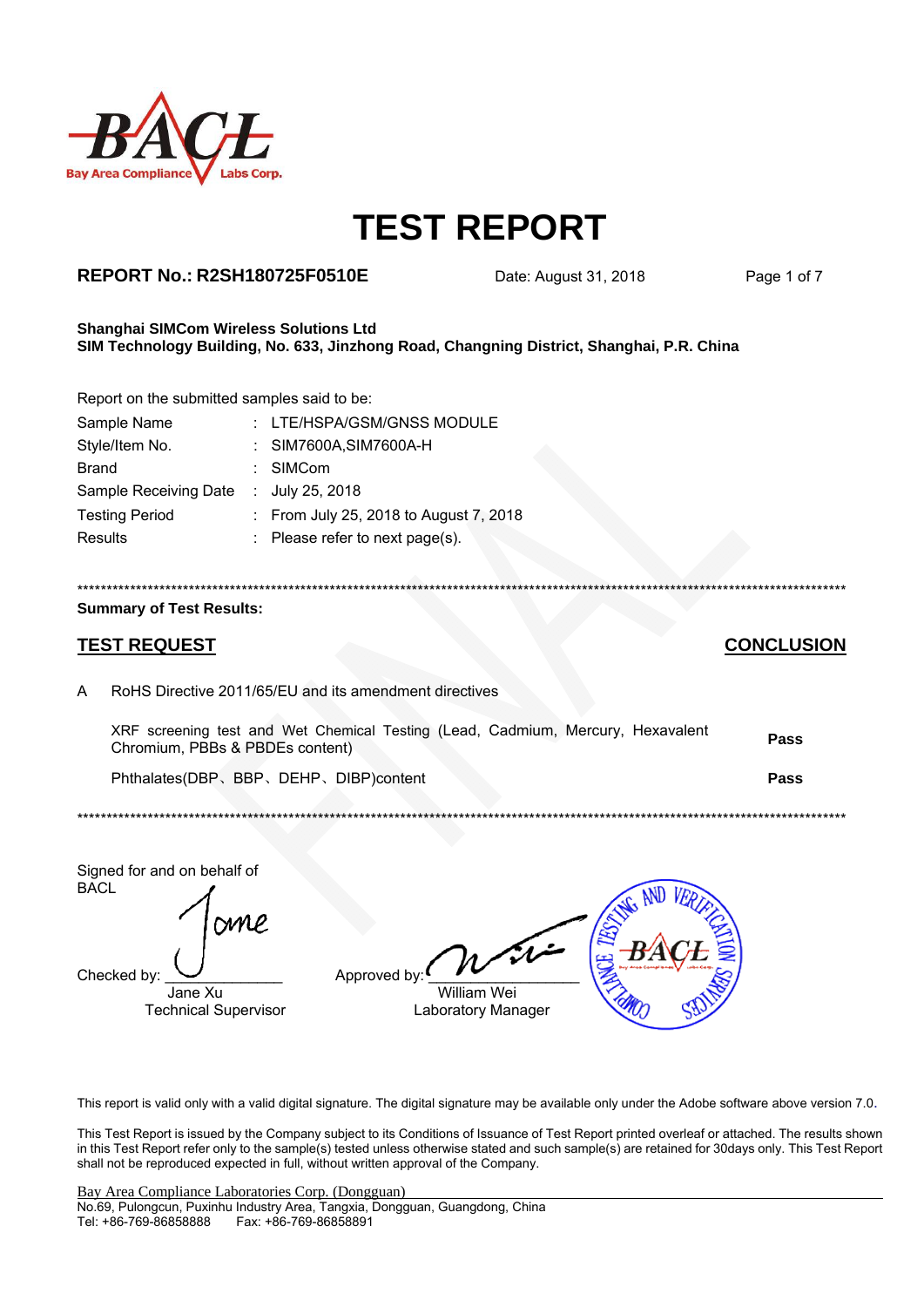# TEST REPORT

**REPORT No.: R2SH180725F0510E** Date: August 31, 2018

**Shanghai SIMCom Wireless Solutions Ltd**
**SIM Technology Building, No. 633, Jinzhong Road, Changning District, Shanghai, P.R. China**

Report on the submitted samples said to be:

| | | |
|---|---|---|
| Sample Name | : | LTE/HSPA/GSM/GNSS MODULE |
| Style/Item No. | : | SIM7600A,SIM7600A-H |
| Brand | : | SIMCom |
| Sample Receiving Date | : | July 25, 2018 |
| Testing Period | : | From July 25, 2018 to August 7, 2018 |
| Results | : | Please refer to next page(s). |

*******************************************************************************************************************************

**Summary of Test Results:**

| | **TEST REQUEST** | **CONCLUSION** |
|---|---|---|
| A | RoHS Directive 2011/65/EU and its amendment directives | |
| | XRF screening test and Wet Chemical Testing (Lead, Cadmium, Mercury, Hexavalent Chromium, PBBs & PBDEs content) | **Pass** |
| | Phthalates(DBP、BBP、DEHP、DIBP)content | **Pass** |

*******************************************************************************************************************************

Signed for and on behalf of BACL

Checked by: ______________
Jane Xu
Technical Supervisor

Approved by: ______________
William Wei
Laboratory Manager

This report is valid only with a valid digital signature. The digital signature may be available only under the Adobe software above version 7.0.

This Test Report is issued by the Company subject to its Conditions of Issuance of Test Report printed overleaf or attached. The results shown in this Test Report refer only to the sample(s) tested unless otherwise stated and such sample(s) are retained for 30days only. This Test Report shall not be reproduced expected in full, without written approval of the Company.

Bay Area Compliance Laboratories Corp. (Dongguan)
No.69, Pulongcun, Puxinhu Industry Area, Tangxia, Dongguan, Guangdong, China
Tel: +86-769-86858888 Fax: +86-769-86858891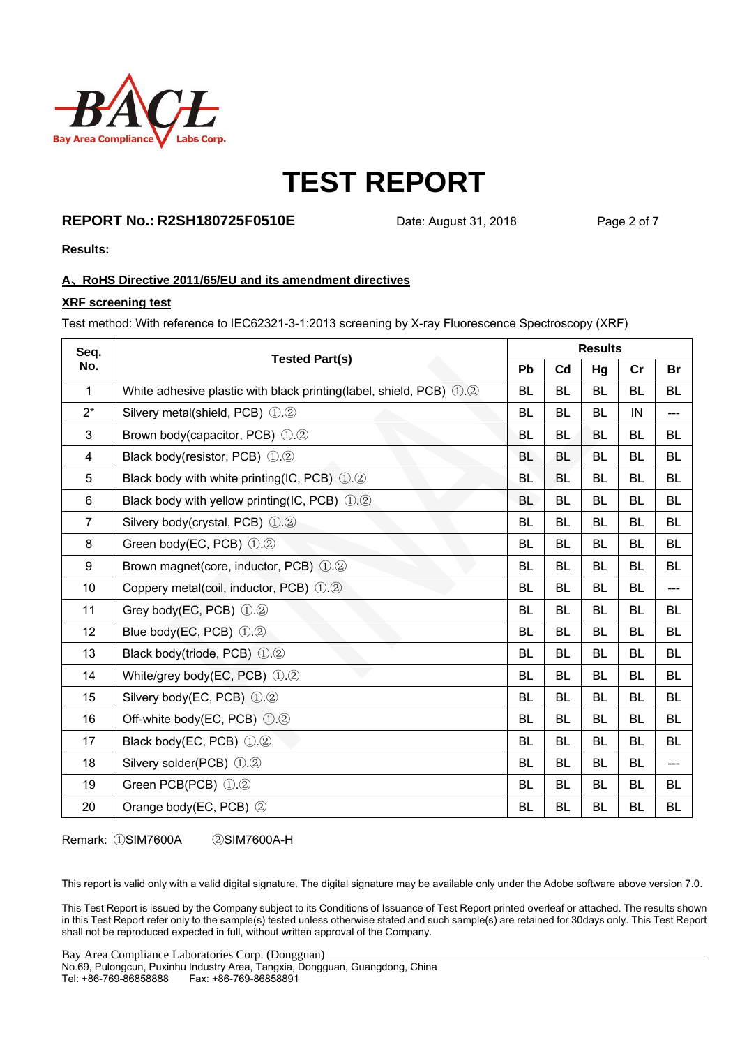# TEST REPORT

**REPORT No.: R2SH180725F0510E** Date: August 31, 2018

**Results:**

**A、RoHS Directive 2011/65/EU and its amendment directives**

**XRF screening test**

Test method: With reference to IEC62321-3-1:2013 screening by X-ray Fluorescence Spectroscopy (XRF)

| Seq. No. | Tested Part(s) | Results | | | | |
|---|---|---|---|---|---|---|
| | | Pb | Cd | Hg | Cr | Br |
| 1 | White adhesive plastic with black printing(label, shield, PCB) ①.② | BL | BL | BL | BL | BL |
| 2* | Silvery metal(shield, PCB) ①.② | BL | BL | BL | IN | --- |
| 3 | Brown body(capacitor, PCB) ①.② | BL | BL | BL | BL | BL |
| 4 | Black body(resistor, PCB) ①.② | BL | BL | BL | BL | BL |
| 5 | Black body with white printing(IC, PCB) ①.② | BL | BL | BL | BL | BL |
| 6 | Black body with yellow printing(IC, PCB) ①.② | BL | BL | BL | BL | BL |
| 7 | Silvery body(crystal, PCB) ①.② | BL | BL | BL | BL | BL |
| 8 | Green body(EC, PCB) ①.② | BL | BL | BL | BL | BL |
| 9 | Brown magnet(core, inductor, PCB) ①.② | BL | BL | BL | BL | BL |
| 10 | Coppery metal(coil, inductor, PCB) ①.② | BL | BL | BL | BL | --- |
| 11 | Grey body(EC, PCB) ①.② | BL | BL | BL | BL | BL |
| 12 | Blue body(EC, PCB) ①.② | BL | BL | BL | BL | BL |
| 13 | Black body(triode, PCB) ①.② | BL | BL | BL | BL | BL |
| 14 | White/grey body(EC, PCB) ①.② | BL | BL | BL | BL | BL |
| 15 | Silvery body(EC, PCB) ①.② | BL | BL | BL | BL | BL |
| 16 | Off-white body(EC, PCB) ①.② | BL | BL | BL | BL | BL |
| 17 | Black body(EC, PCB) ①.② | BL | BL | BL | BL | BL |
| 18 | Silvery solder(PCB) ①.② | BL | BL | BL | BL | --- |
| 19 | Green PCB(PCB) ①.② | BL | BL | BL | BL | BL |
| 20 | Orange body(EC, PCB) ② | BL | BL | BL | BL | BL |

Remark: ①SIM7600A ②SIM7600A-H

This report is valid only with a valid digital signature. The digital signature may be available only under the Adobe software above version 7.0.

This Test Report is issued by the Company subject to its Conditions of Issuance of Test Report printed overleaf or attached. The results shown in this Test Report refer only to the sample(s) tested unless otherwise stated and such sample(s) are retained for 30days only. This Test Report shall not be reproduced expected in full, without written approval of the Company.

Bay Area Compliance Laboratories Corp. (Dongguan)
No.69, Pulongcun, Puxinhu Industry Area, Tangxia, Dongguan, Guangdong, China
Tel: +86-769-86858888 Fax: +86-769-86858891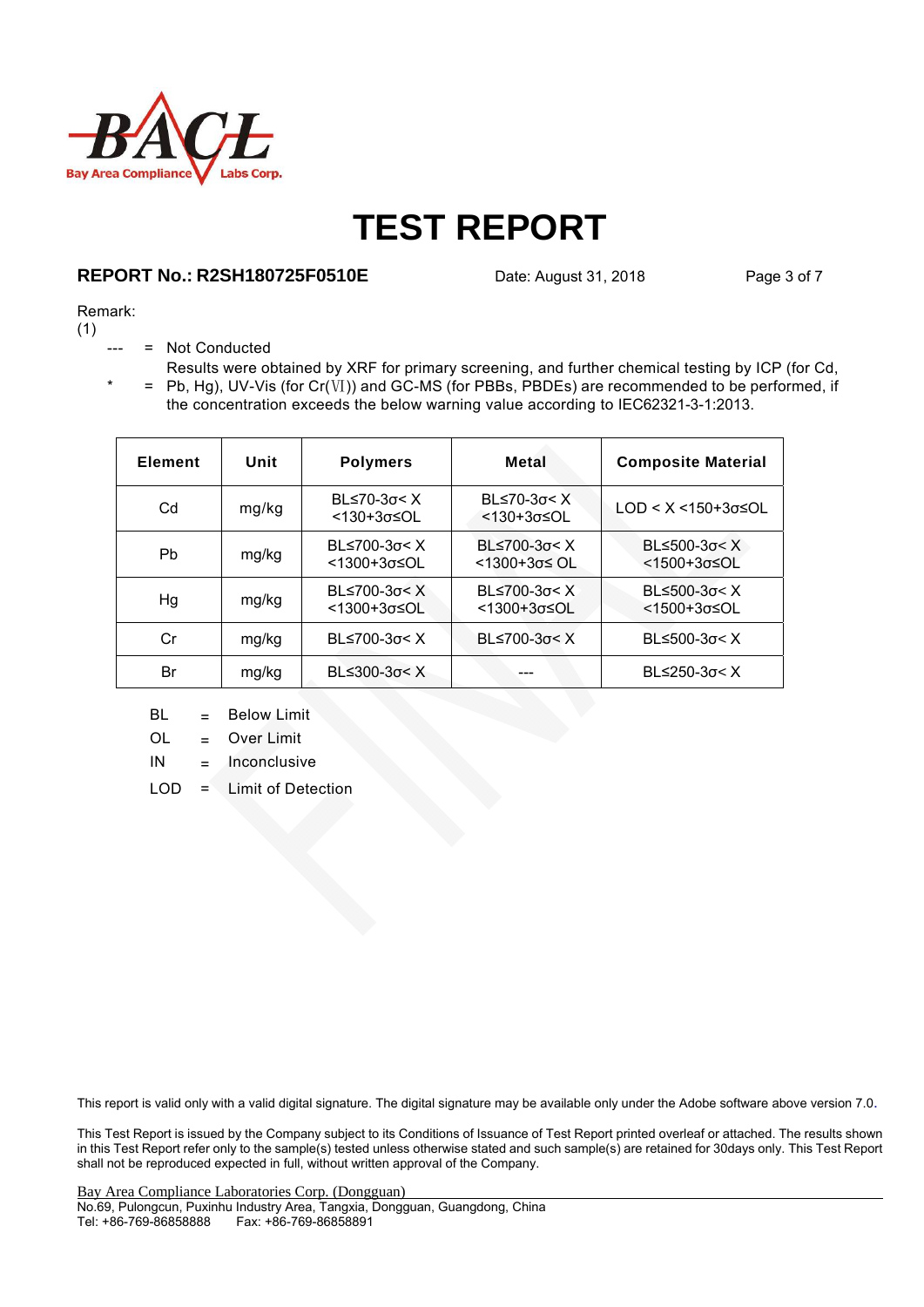# TEST REPORT

**REPORT No.: R2SH180725F0510E** Date: August 31, 2018

Remark:

(1)

--- = Not Conducted

* = Results were obtained by XRF for primary screening, and further chemical testing by ICP (for Cd, Pb, Hg), UV-Vis (for Cr(Ⅵ)) and GC-MS (for PBBs, PBDEs) are recommended to be performed, if the concentration exceeds the below warning value according to IEC62321-3-1:2013.

| Element | Unit | Polymers | Metal | Composite Material |
|---|---|---|---|---|
| Cd | mg/kg | BL≤70-3σ< X <130+3σ≤OL | BL≤70-3σ< X <130+3σ≤OL | LOD < X <150+3σ≤OL |
| Pb | mg/kg | BL≤700-3σ< X <1300+3σ≤OL | BL≤700-3σ< X <1300+3σ≤ OL | BL≤500-3σ< X <1500+3σ≤OL |
| Hg | mg/kg | BL≤700-3σ< X <1300+3σ≤OL | BL≤700-3σ< X <1300+3σ≤OL | BL≤500-3σ< X <1500+3σ≤OL |
| Cr | mg/kg | BL≤700-3σ< X | BL≤700-3σ< X | BL≤500-3σ< X |
| Br | mg/kg | BL≤300-3σ< X | --- | BL≤250-3σ< X |

BL = Below Limit

OL = Over Limit

IN = Inconclusive

LOD = Limit of Detection

This report is valid only with a valid digital signature. The digital signature may be available only under the Adobe software above version 7.0.

This Test Report is issued by the Company subject to its Conditions of Issuance of Test Report printed overleaf or attached. The results shown in this Test Report refer only to the sample(s) tested unless otherwise stated and such sample(s) are retained for 30days only. This Test Report shall not be reproduced expected in full, without written approval of the Company.

Bay Area Compliance Laboratories Corp. (Dongguan)
No.69, Pulongcun, Puxinhu Industry Area, Tangxia, Dongguan, Guangdong, China
Tel: +86-769-86858888 Fax: +86-769-86858891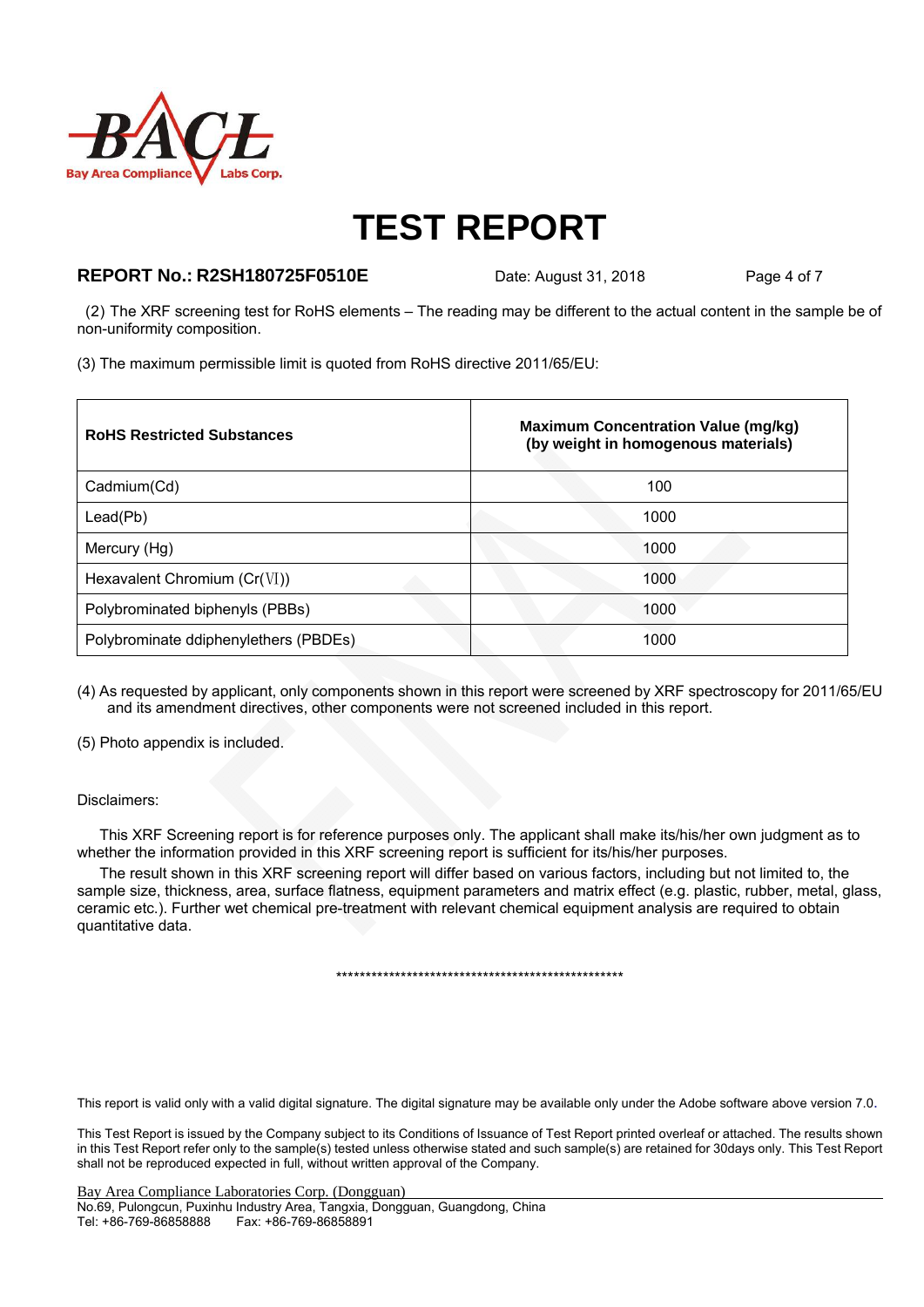# TEST REPORT

**REPORT No.: R2SH180725F0510E** Date: August 31, 2018

(2) The XRF screening test for RoHS elements – The reading may be different to the actual content in the sample be of non-uniformity composition.

(3) The maximum permissible limit is quoted from RoHS directive 2011/65/EU:

| **RoHS Restricted Substances** | **Maximum Concentration Value (mg/kg) (by weight in homogenous materials)** |
|---|---|
| Cadmium(Cd) | 100 |
| Lead(Pb) | 1000 |
| Mercury (Hg) | 1000 |
| Hexavalent Chromium (Cr(Ⅵ)) | 1000 |
| Polybrominated biphenyls (PBBs) | 1000 |
| Polybrominate ddiphenylethers (PBDEs) | 1000 |

(4) As requested by applicant, only components shown in this report were screened by XRF spectroscopy for 2011/65/EU and its amendment directives, other components were not screened included in this report.

(5) Photo appendix is included.

Disclaimers:

This XRF Screening report is for reference purposes only. The applicant shall make its/his/her own judgment as to whether the information provided in this XRF screening report is sufficient for its/his/her purposes.

The result shown in this XRF screening report will differ based on various factors, including but not limited to, the sample size, thickness, area, surface flatness, equipment parameters and matrix effect (e.g. plastic, rubber, metal, glass, ceramic etc.). Further wet chemical pre-treatment with relevant chemical equipment analysis are required to obtain quantitative data.

***************************************************

This report is valid only with a valid digital signature. The digital signature may be available only under the Adobe software above version 7.0.

This Test Report is issued by the Company subject to its Conditions of Issuance of Test Report printed overleaf or attached. The results shown in this Test Report refer only to the sample(s) tested unless otherwise stated and such sample(s) are retained for 30days only. This Test Report shall not be reproduced expected in full, without written approval of the Company.

Bay Area Compliance Laboratories Corp. (Dongguan)
No.69, Pulongcun, Puxinhu Industry Area, Tangxia, Dongguan, Guangdong, China
Tel: +86-769-86858888 Fax: +86-769-86858891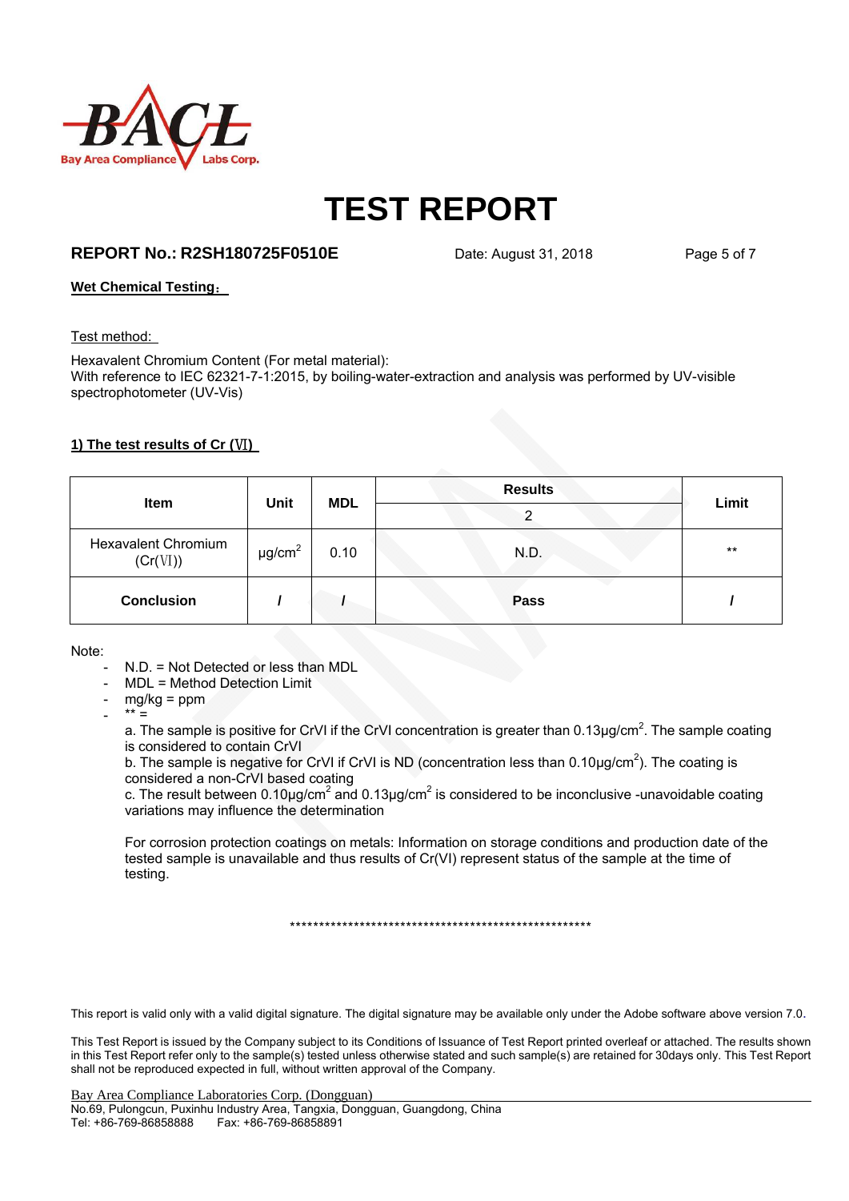# TEST REPORT

**REPORT No.: R2SH180725F0510E** Date: August 31, 2018

**Wet Chemical Testing:**

Test method:

Hexavalent Chromium Content (For metal material):
With reference to IEC 62321-7-1:2015, by boiling-water-extraction and analysis was performed by UV-visible spectrophotometer (UV-Vis)

**1) The test results of Cr (Ⅵ)**

| Item | Unit | MDL | Results | Limit |
|---|---|---|---|---|
| | | | 2 | |
| Hexavalent Chromium (Cr(Ⅵ)) | μg/cm$^2$ | 0.10 | N.D. | ** |
| **Conclusion** | **/** | **/** | **Pass** | **/** |

Note:

- N.D. = Not Detected or less than MDL
- MDL = Method Detection Limit
- mg/kg = ppm
- ** =

  a. The sample is positive for CrVI if the CrVI concentration is greater than 0.13μg/cm$^2$. The sample coating is considered to contain CrVI

  b. The sample is negative for CrVI if CrVI is ND (concentration less than 0.10μg/cm$^2$). The coating is considered a non-CrVI based coating

  c. The result between 0.10μg/cm$^2$ and 0.13μg/cm$^2$ is considered to be inconclusive -unavoidable coating variations may influence the determination

  For corrosion protection coatings on metals: Information on storage conditions and production date of the tested sample is unavailable and thus results of Cr(VI) represent status of the sample at the time of testing.

******************************************************

This report is valid only with a valid digital signature. The digital signature may be available only under the Adobe software above version 7.0.

This Test Report is issued by the Company subject to its Conditions of Issuance of Test Report printed overleaf or attached. The results shown in this Test Report refer only to the sample(s) tested unless otherwise stated and such sample(s) are retained for 30days only. This Test Report shall not be reproduced expected in full, without written approval of the Company.

Bay Area Compliance Laboratories Corp. (Dongguan)
No.69, Pulongcun, Puxinhu Industry Area, Tangxia, Dongguan, Guangdong, China
Tel: +86-769-86858888 Fax: +86-769-86858891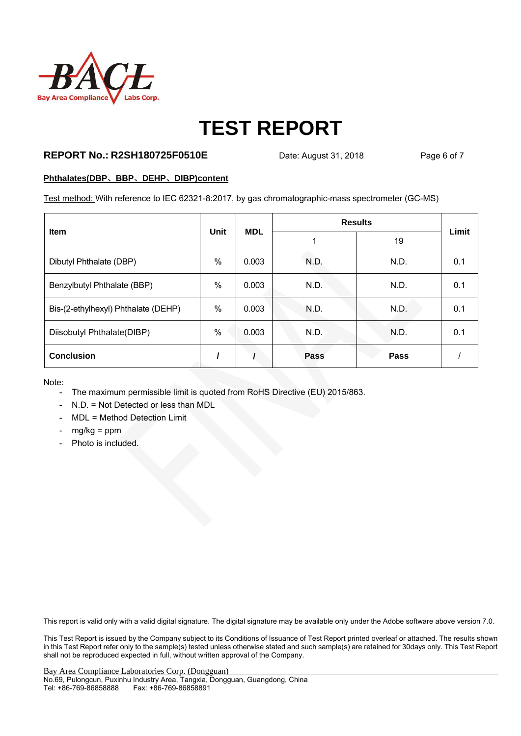# TEST REPORT

**REPORT No.: R2SH180725F0510E** Date: August 31, 2018

**Phthalates(DBP、BBP、DEHP、DIBP)content**

Test method: With reference to IEC 62321-8:2017, by gas chromatographic-mass spectrometer (GC-MS)

| Item | Unit | MDL | Results | | Limit |
|---|---|---|---|---|---|
| | | | 1 | 19 | |
| Dibutyl Phthalate (DBP) | % | 0.003 | N.D. | N.D. | 0.1 |
| Benzylbutyl Phthalate (BBP) | % | 0.003 | N.D. | N.D. | 0.1 |
| Bis-(2-ethylhexyl) Phthalate (DEHP) | % | 0.003 | N.D. | N.D. | 0.1 |
| Diisobutyl Phthalate(DIBP) | % | 0.003 | N.D. | N.D. | 0.1 |
| **Conclusion** | **/** | **/** | **Pass** | **Pass** | / |

Note:

- The maximum permissible limit is quoted from RoHS Directive (EU) 2015/863.
- N.D. = Not Detected or less than MDL
- MDL = Method Detection Limit
- mg/kg = ppm
- Photo is included.

This report is valid only with a valid digital signature. The digital signature may be available only under the Adobe software above version 7.0.

This Test Report is issued by the Company subject to its Conditions of Issuance of Test Report printed overleaf or attached. The results shown in this Test Report refer only to the sample(s) tested unless otherwise stated and such sample(s) are retained for 30days only. This Test Report shall not be reproduced expected in full, without written approval of the Company.

Bay Area Compliance Laboratories Corp. (Dongguan)
No.69, Pulongcun, Puxinhu Industry Area, Tangxia, Dongguan, Guangdong, China
Tel: +86-769-86858888 Fax: +86-769-86858891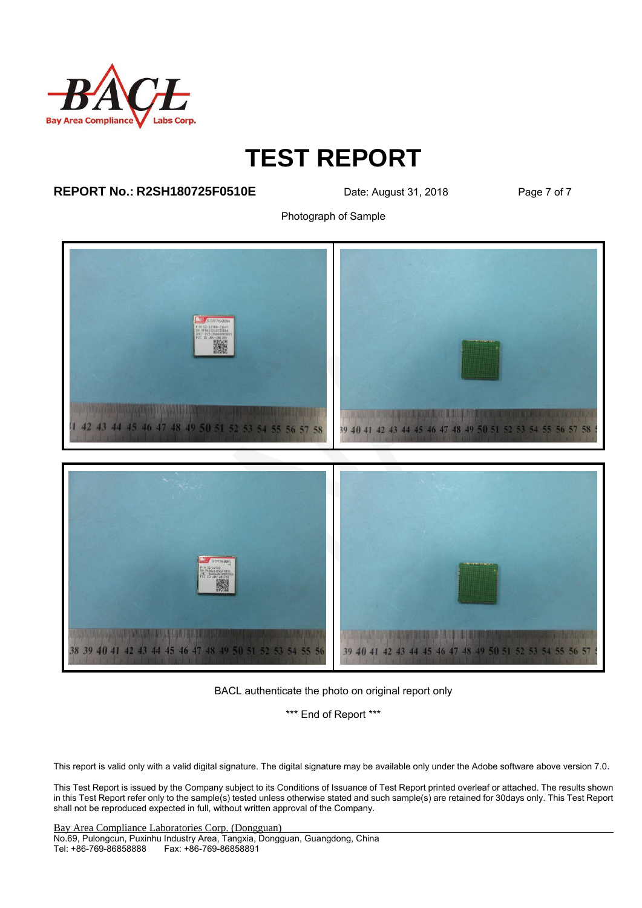# TEST REPORT

**REPORT No.: R2SH180725F0510E** Date: August 31, 2018

Photograph of Sample

BACL authenticate the photo on original report only

\*\*\* End of Report \*\*\*

This report is valid only with a valid digital signature. The digital signature may be available only under the Adobe software above version 7.0.

This Test Report is issued by the Company subject to its Conditions of Issuance of Test Report printed overleaf or attached. The results shown in this Test Report refer only to the sample(s) tested unless otherwise stated and such sample(s) are retained for 30days only. This Test Report shall not be reproduced expected in full, without written approval of the Company.

Bay Area Compliance Laboratories Corp. (Dongguan)
No.69, Pulongcun, Puxinhu Industry Area, Tangxia, Dongguan, Guangdong, China
Tel: +86-769-86858888 Fax: +86-769-86858891